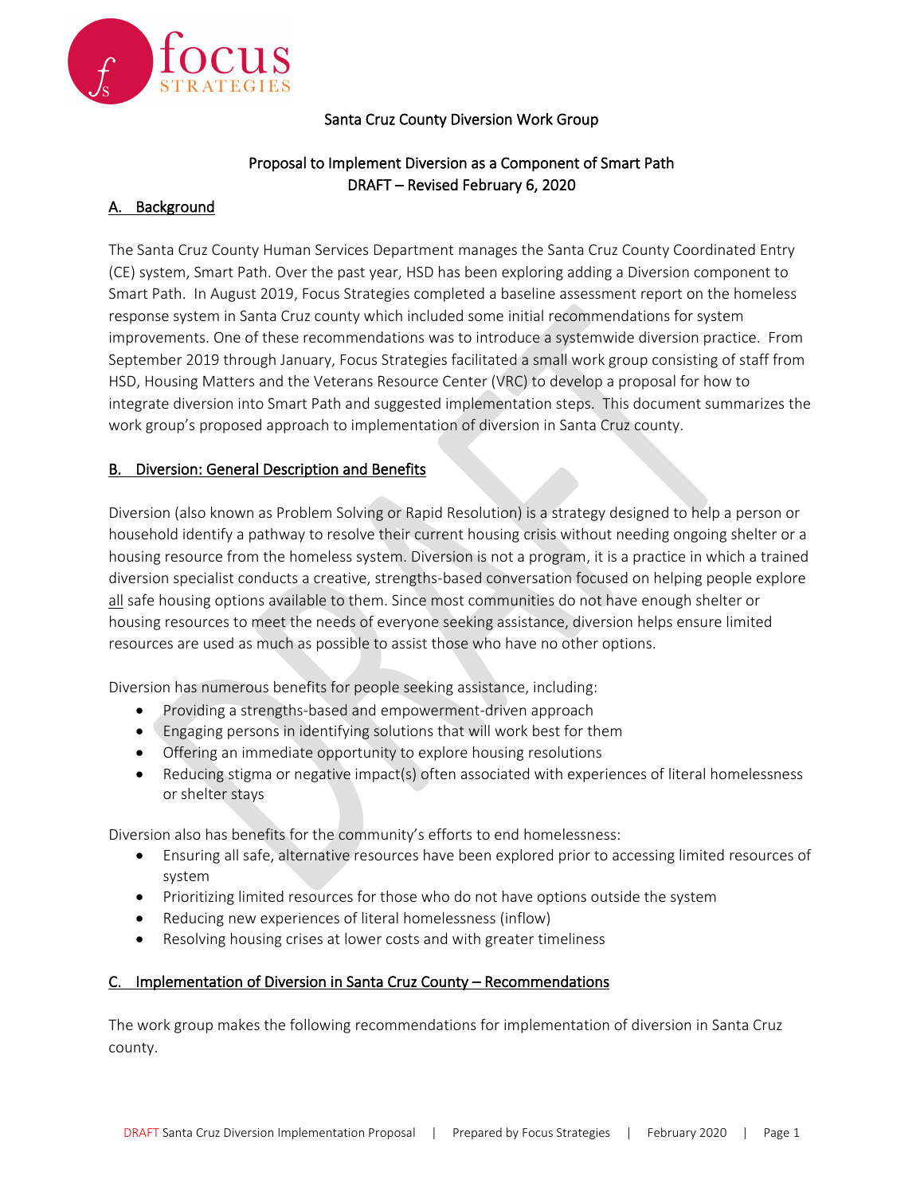Santa Cruz County Diversion Work Group

Proposal to Implement Diversion as a Component of Smart Path
DRAFT – Revised February 6, 2020

## A. Background

The Santa Cruz County Human Services Department manages the Santa Cruz County Coordinated Entry (CE) system, Smart Path. Over the past year, HSD has been exploring adding a Diversion component to Smart Path. In August 2019, Focus Strategies completed a baseline assessment report on the homeless response system in Santa Cruz county which included some initial recommendations for system improvements. One of these recommendations was to introduce a systemwide diversion practice. From September 2019 through January, Focus Strategies facilitated a small work group consisting of staff from HSD, Housing Matters and the Veterans Resource Center (VRC) to develop a proposal for how to integrate diversion into Smart Path and suggested implementation steps. This document summarizes the work group's proposed approach to implementation of diversion in Santa Cruz county.

## B. Diversion: General Description and Benefits

Diversion (also known as Problem Solving or Rapid Resolution) is a strategy designed to help a person or household identify a pathway to resolve their current housing crisis without needing ongoing shelter or a housing resource from the homeless system. Diversion is not a program, it is a practice in which a trained diversion specialist conducts a creative, strengths-based conversation focused on helping people explore all safe housing options available to them. Since most communities do not have enough shelter or housing resources to meet the needs of everyone seeking assistance, diversion helps ensure limited resources are used as much as possible to assist those who have no other options.

Diversion has numerous benefits for people seeking assistance, including:

- Providing a strengths-based and empowerment-driven approach
- Engaging persons in identifying solutions that will work best for them
- Offering an immediate opportunity to explore housing resolutions
- Reducing stigma or negative impact(s) often associated with experiences of literal homelessness or shelter stays

Diversion also has benefits for the community's efforts to end homelessness:

- Ensuring all safe, alternative resources have been explored prior to accessing limited resources of system
- Prioritizing limited resources for those who do not have options outside the system
- Reducing new experiences of literal homelessness (inflow)
- Resolving housing crises at lower costs and with greater timeliness

## C. Implementation of Diversion in Santa Cruz County – Recommendations

The work group makes the following recommendations for implementation of diversion in Santa Cruz county.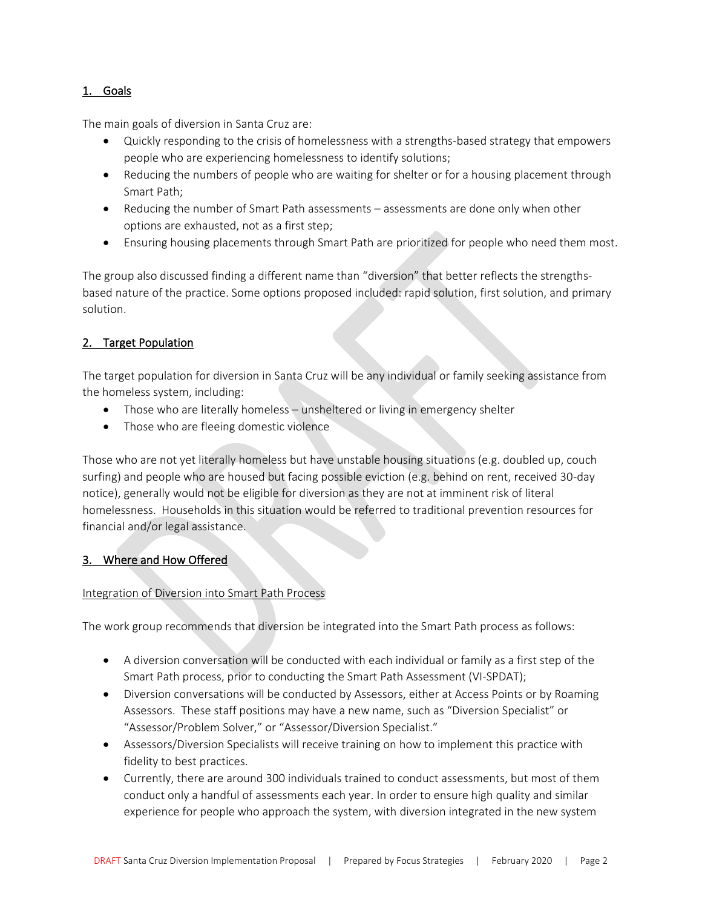## 1. Goals

The main goals of diversion in Santa Cruz are:

- Quickly responding to the crisis of homelessness with a strengths-based strategy that empowers people who are experiencing homelessness to identify solutions;
- Reducing the numbers of people who are waiting for shelter or for a housing placement through Smart Path;
- Reducing the number of Smart Path assessments – assessments are done only when other options are exhausted, not as a first step;
- Ensuring housing placements through Smart Path are prioritized for people who need them most.

The group also discussed finding a different name than "diversion" that better reflects the strengths-based nature of the practice. Some options proposed included: rapid solution, first solution, and primary solution.

## 2. Target Population

The target population for diversion in Santa Cruz will be any individual or family seeking assistance from the homeless system, including:

- Those who are literally homeless – unsheltered or living in emergency shelter
- Those who are fleeing domestic violence

Those who are not yet literally homeless but have unstable housing situations (e.g. doubled up, couch surfing) and people who are housed but facing possible eviction (e.g. behind on rent, received 30-day notice), generally would not be eligible for diversion as they are not at imminent risk of literal homelessness. Households in this situation would be referred to traditional prevention resources for financial and/or legal assistance.

## 3. Where and How Offered

### Integration of Diversion into Smart Path Process

The work group recommends that diversion be integrated into the Smart Path process as follows:

- A diversion conversation will be conducted with each individual or family as a first step of the Smart Path process, prior to conducting the Smart Path Assessment (VI-SPDAT);
- Diversion conversations will be conducted by Assessors, either at Access Points or by Roaming Assessors. These staff positions may have a new name, such as "Diversion Specialist" or "Assessor/Problem Solver," or "Assessor/Diversion Specialist."
- Assessors/Diversion Specialists will receive training on how to implement this practice with fidelity to best practices.
- Currently, there are around 300 individuals trained to conduct assessments, but most of them conduct only a handful of assessments each year. In order to ensure high quality and similar experience for people who approach the system, with diversion integrated in the new system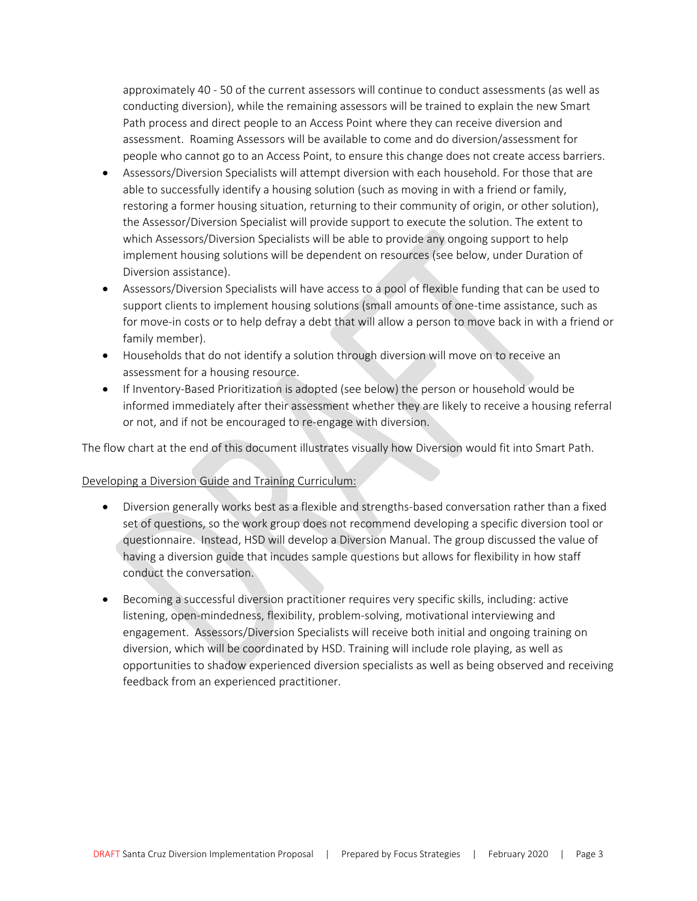approximately 40 - 50 of the current assessors will continue to conduct assessments (as well as conducting diversion), while the remaining assessors will be trained to explain the new Smart Path process and direct people to an Access Point where they can receive diversion and assessment. Roaming Assessors will be available to come and do diversion/assessment for people who cannot go to an Access Point, to ensure this change does not create access barriers.

- Assessors/Diversion Specialists will attempt diversion with each household. For those that are able to successfully identify a housing solution (such as moving in with a friend or family, restoring a former housing situation, returning to their community of origin, or other solution), the Assessor/Diversion Specialist will provide support to execute the solution. The extent to which Assessors/Diversion Specialists will be able to provide any ongoing support to help implement housing solutions will be dependent on resources (see below, under Duration of Diversion assistance).
- Assessors/Diversion Specialists will have access to a pool of flexible funding that can be used to support clients to implement housing solutions (small amounts of one-time assistance, such as for move-in costs or to help defray a debt that will allow a person to move back in with a friend or family member).
- Households that do not identify a solution through diversion will move on to receive an assessment for a housing resource.
- If Inventory-Based Prioritization is adopted (see below) the person or household would be informed immediately after their assessment whether they are likely to receive a housing referral or not, and if not be encouraged to re-engage with diversion.

The flow chart at the end of this document illustrates visually how Diversion would fit into Smart Path.

<u>Developing a Diversion Guide and Training Curriculum:</u>

- Diversion generally works best as a flexible and strengths-based conversation rather than a fixed set of questions, so the work group does not recommend developing a specific diversion tool or questionnaire. Instead, HSD will develop a Diversion Manual. The group discussed the value of having a diversion guide that incudes sample questions but allows for flexibility in how staff conduct the conversation.

- Becoming a successful diversion practitioner requires very specific skills, including: active listening, open-mindedness, flexibility, problem-solving, motivational interviewing and engagement. Assessors/Diversion Specialists will receive both initial and ongoing training on diversion, which will be coordinated by HSD. Training will include role playing, as well as opportunities to shadow experienced diversion specialists as well as being observed and receiving feedback from an experienced practitioner.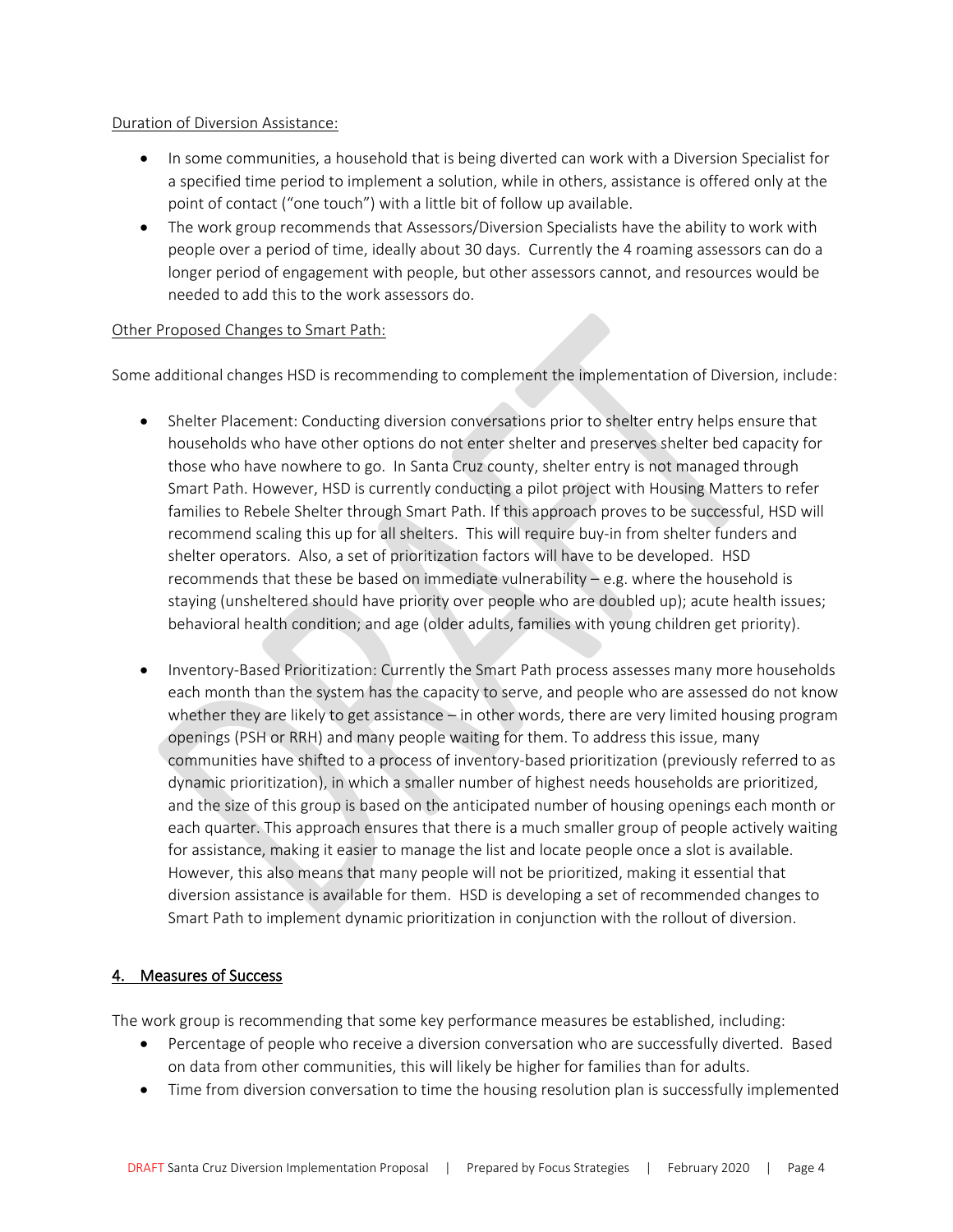Duration of Diversion Assistance:

- In some communities, a household that is being diverted can work with a Diversion Specialist for a specified time period to implement a solution, while in others, assistance is offered only at the point of contact ("one touch") with a little bit of follow up available.
- The work group recommends that Assessors/Diversion Specialists have the ability to work with people over a period of time, ideally about 30 days. Currently the 4 roaming assessors can do a longer period of engagement with people, but other assessors cannot, and resources would be needed to add this to the work assessors do.

Other Proposed Changes to Smart Path:

Some additional changes HSD is recommending to complement the implementation of Diversion, include:

- Shelter Placement: Conducting diversion conversations prior to shelter entry helps ensure that households who have other options do not enter shelter and preserves shelter bed capacity for those who have nowhere to go. In Santa Cruz county, shelter entry is not managed through Smart Path. However, HSD is currently conducting a pilot project with Housing Matters to refer families to Rebele Shelter through Smart Path. If this approach proves to be successful, HSD will recommend scaling this up for all shelters. This will require buy-in from shelter funders and shelter operators. Also, a set of prioritization factors will have to be developed. HSD recommends that these be based on immediate vulnerability – e.g. where the household is staying (unsheltered should have priority over people who are doubled up); acute health issues; behavioral health condition; and age (older adults, families with young children get priority).

- Inventory-Based Prioritization: Currently the Smart Path process assesses many more households each month than the system has the capacity to serve, and people who are assessed do not know whether they are likely to get assistance – in other words, there are very limited housing program openings (PSH or RRH) and many people waiting for them. To address this issue, many communities have shifted to a process of inventory-based prioritization (previously referred to as dynamic prioritization), in which a smaller number of highest needs households are prioritized, and the size of this group is based on the anticipated number of housing openings each month or each quarter. This approach ensures that there is a much smaller group of people actively waiting for assistance, making it easier to manage the list and locate people once a slot is available. However, this also means that many people will not be prioritized, making it essential that diversion assistance is available for them. HSD is developing a set of recommended changes to Smart Path to implement dynamic prioritization in conjunction with the rollout of diversion.

## 4. Measures of Success

The work group is recommending that some key performance measures be established, including:

- Percentage of people who receive a diversion conversation who are successfully diverted. Based on data from other communities, this will likely be higher for families than for adults.
- Time from diversion conversation to time the housing resolution plan is successfully implemented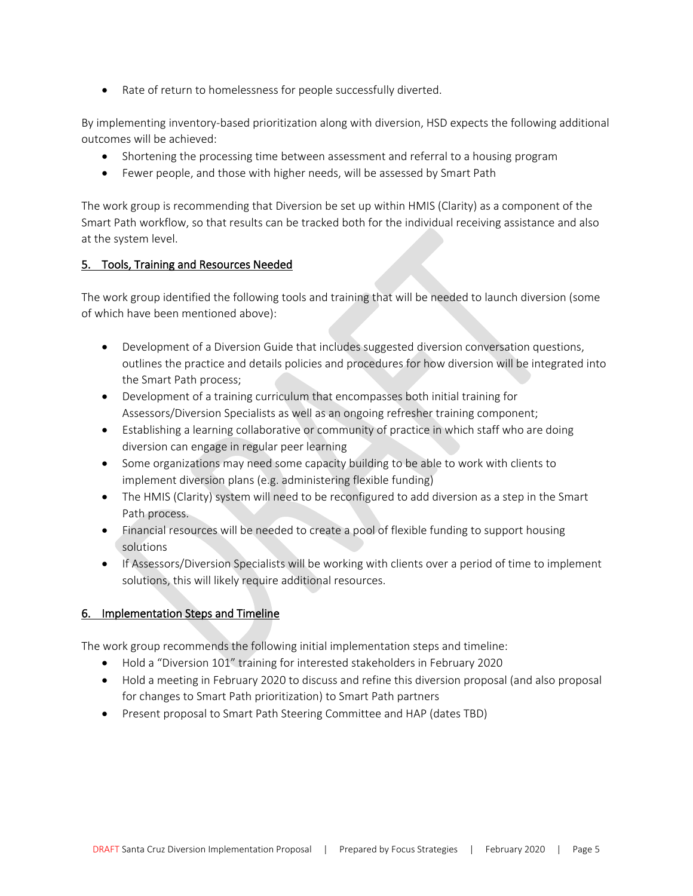- Rate of return to homelessness for people successfully diverted.

By implementing inventory-based prioritization along with diversion, HSD expects the following additional outcomes will be achieved:

- Shortening the processing time between assessment and referral to a housing program
- Fewer people, and those with higher needs, will be assessed by Smart Path

The work group is recommending that Diversion be set up within HMIS (Clarity) as a component of the Smart Path workflow, so that results can be tracked both for the individual receiving assistance and also at the system level.

## 5. Tools, Training and Resources Needed

The work group identified the following tools and training that will be needed to launch diversion (some of which have been mentioned above):

- Development of a Diversion Guide that includes suggested diversion conversation questions, outlines the practice and details policies and procedures for how diversion will be integrated into the Smart Path process;
- Development of a training curriculum that encompasses both initial training for Assessors/Diversion Specialists as well as an ongoing refresher training component;
- Establishing a learning collaborative or community of practice in which staff who are doing diversion can engage in regular peer learning
- Some organizations may need some capacity building to be able to work with clients to implement diversion plans (e.g. administering flexible funding)
- The HMIS (Clarity) system will need to be reconfigured to add diversion as a step in the Smart Path process.
- Financial resources will be needed to create a pool of flexible funding to support housing solutions
- If Assessors/Diversion Specialists will be working with clients over a period of time to implement solutions, this will likely require additional resources.

## 6. Implementation Steps and Timeline

The work group recommends the following initial implementation steps and timeline:

- Hold a "Diversion 101" training for interested stakeholders in February 2020
- Hold a meeting in February 2020 to discuss and refine this diversion proposal (and also proposal for changes to Smart Path prioritization) to Smart Path partners
- Present proposal to Smart Path Steering Committee and HAP (dates TBD)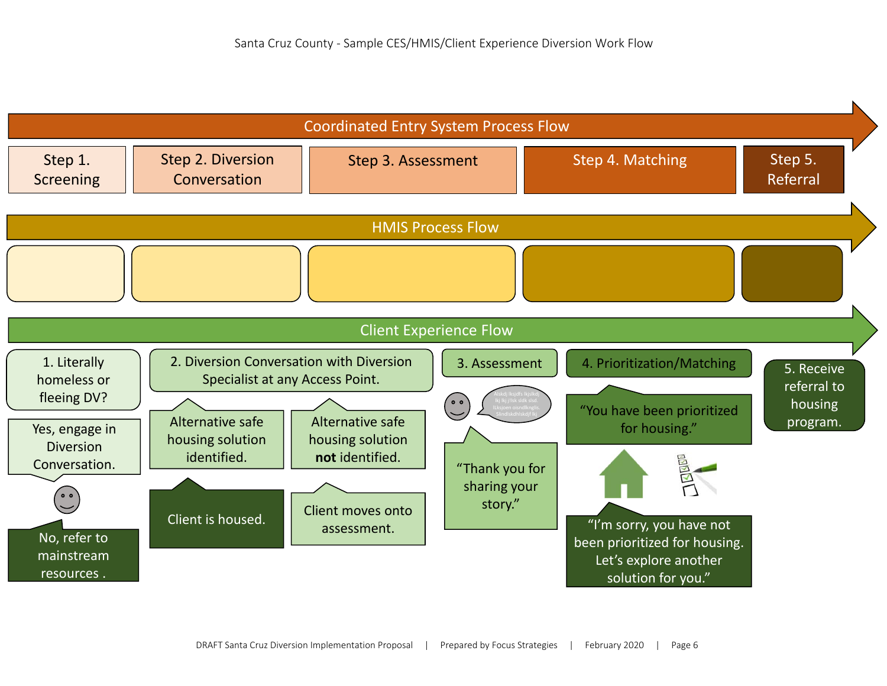Santa Cruz County - Sample CES/HMIS/Client Experience Diversion Work Flow

Coordinated Entry System Process Flow

Step 1. Screening

Step 2. Diversion Conversation

Step 3. Assessment

Step 4. Matching

Step 5. Referral

HMIS Process Flow

Client Experience Flow

1. Literally homeless or fleeing DV?

Yes, engage in Diversion Conversation.

No, refer to mainstream resources .

2. Diversion Conversation with Diversion Specialist at any Access Point.

Alternative safe housing solution identified.

Client is housed.

Alternative safe housing solution **not** identified.

Client moves onto assessment.

3. Assessment

"Thank you for sharing your story."

4. Prioritization/Matching

"You have been prioritized for housing."

"I'm sorry, you have not been prioritized for housing. Let's explore another solution for you."

5. Receive referral to housing program.